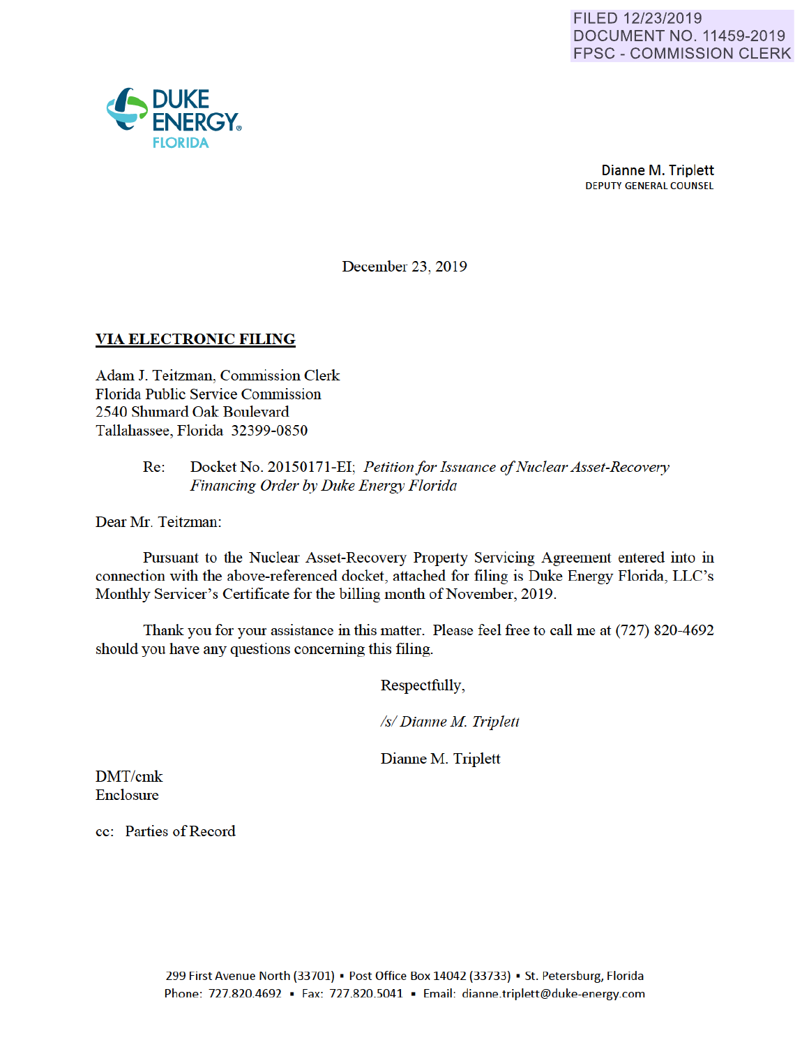FILED 12/23/2019
DOCUMENT NO. 11459-2019
FPSC - COMMISSION CLERK

DUKE ENERGY
FLORIDA

**Dianne M. Triplett**
DEPUTY GENERAL COUNSEL

December 23, 2019

**VIA ELECTRONIC FILING**

Adam J. Teitzman, Commission Clerk
Florida Public Service Commission
2540 Shumard Oak Boulevard
Tallahassee, Florida 32399-0850

Re: Docket No. 20150171-EI; *Petition for Issuance of Nuclear Asset-Recovery Financing Order by Duke Energy Florida*

Dear Mr. Teitzman:

Pursuant to the Nuclear Asset-Recovery Property Servicing Agreement entered into in connection with the above-referenced docket, attached for filing is Duke Energy Florida, LLC's Monthly Servicer's Certificate for the billing month of November, 2019.

Thank you for your assistance in this matter. Please feel free to call me at (727) 820-4692 should you have any questions concerning this filing.

Respectfully,

*/s/ Dianne M. Triplett*

Dianne M. Triplett

DMT/cmk
Enclosure

cc: Parties of Record

299 First Avenue North (33701) ▪ Post Office Box 14042 (33733) ▪ St. Petersburg, Florida
Phone: 727.820.4692 ▪ Fax: 727.820.5041 ▪ Email: dianne.triplett@duke-energy.com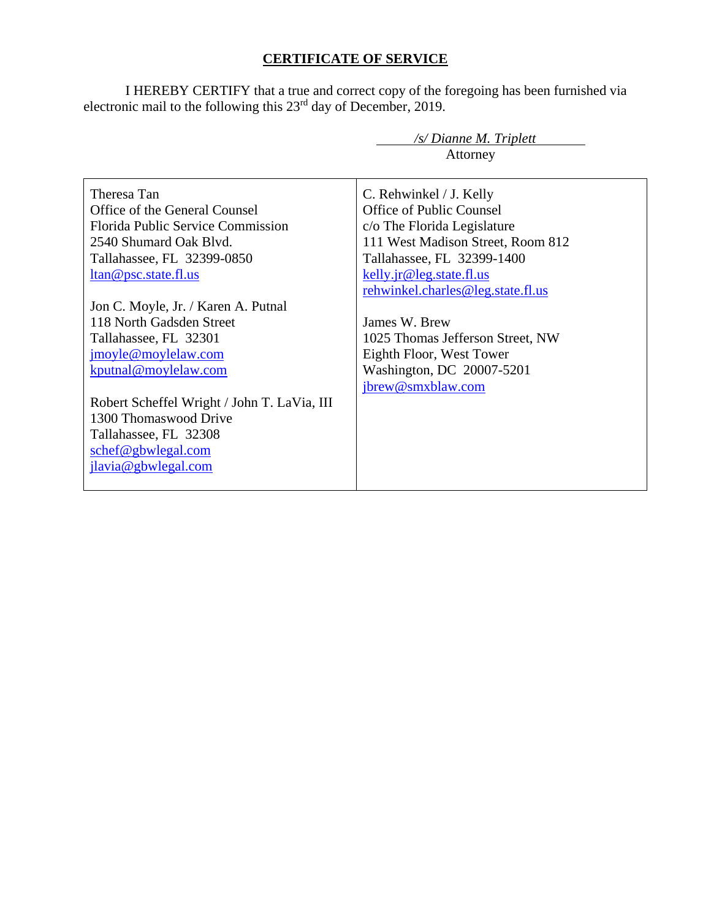## CERTIFICATE OF SERVICE

I HEREBY CERTIFY that a true and correct copy of the foregoing has been furnished via electronic mail to the following this 23rd day of December, 2019.

*/s/ Dianne M. Triplett*
Attorney

| | |
|---|---|
| Theresa Tan<br>Office of the General Counsel<br>Florida Public Service Commission<br>2540 Shumard Oak Blvd.<br>Tallahassee, FL 32399-0850<br>ltan@psc.state.fl.us<br><br>Jon C. Moyle, Jr. / Karen A. Putnal<br>118 North Gadsden Street<br>Tallahassee, FL 32301<br>jmoyle@moylelaw.com<br>kputnal@moylelaw.com<br><br>Robert Scheffel Wright / John T. LaVia, III<br>1300 Thomaswood Drive<br>Tallahassee, FL 32308<br>schef@gbwlegal.com<br>jlavia@gbwlegal.com | C. Rehwinkel / J. Kelly<br>Office of Public Counsel<br>c/o The Florida Legislature<br>111 West Madison Street, Room 812<br>Tallahassee, FL 32399-1400<br>kelly.jr@leg.state.fl.us<br>rehwinkel.charles@leg.state.fl.us<br><br>James W. Brew<br>1025 Thomas Jefferson Street, NW<br>Eighth Floor, West Tower<br>Washington, DC 20007-5201<br>jbrew@smxblaw.com |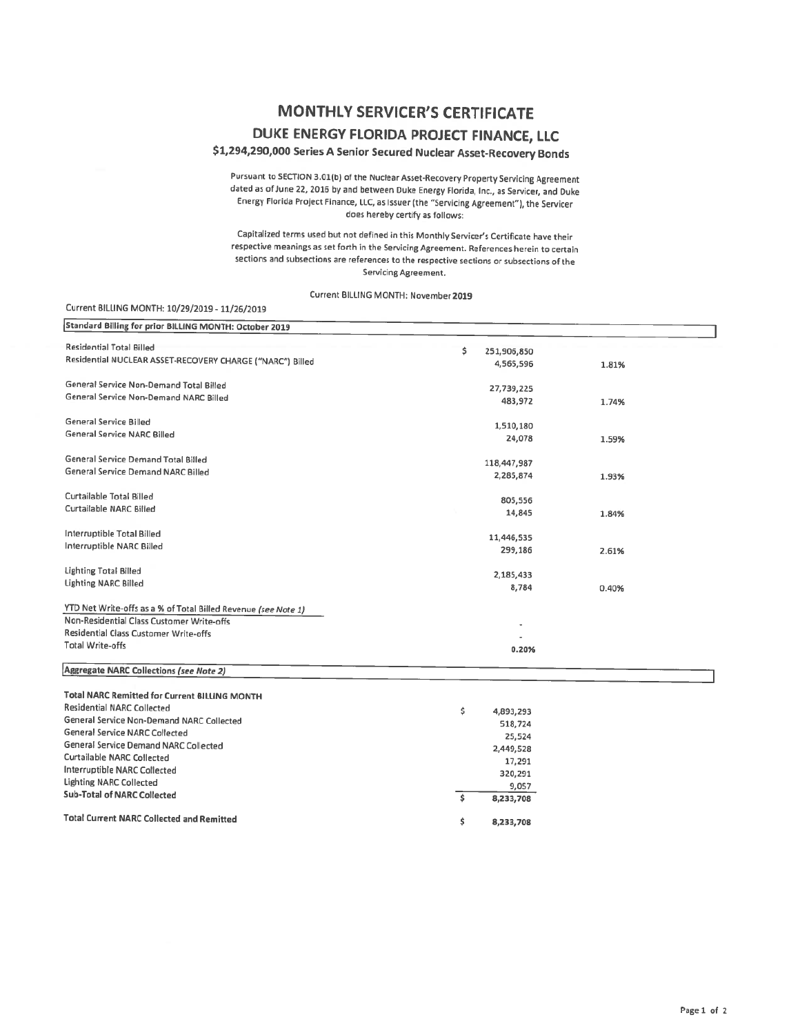# MONTHLY SERVICER'S CERTIFICATE

## DUKE ENERGY FLORIDA PROJECT FINANCE, LLC

### $1,294,290,000 Series A Senior Secured Nuclear Asset-Recovery Bonds

Pursuant to SECTION 3.01(b) of the Nuclear Asset-Recovery Property Servicing Agreement dated as of June 22, 2016 by and between Duke Energy Florida, Inc., as Servicer, and Duke Energy Florida Project Finance, LLC, as Issuer (the "Servicing Agreement"), the Servicer does hereby certify as follows:

Capitalized terms used but not defined in this Monthly Servicer's Certificate have their respective meanings as set forth in the Servicing Agreement. References herein to certain sections and subsections are references to the respective sections or subsections of the Servicing Agreement.

Current BILLING MONTH: November **2019**

Current BILLING MONTH: 10/29/2019 - 11/26/2019

| Standard Billing for prior BILLING MONTH: October 2019 | | |
|---|---|---|
| Residential Total Billed | $ 251,906,850 | |
| Residential NUCLEAR ASSET-RECOVERY CHARGE ("NARC") Billed | 4,565,596 | 1.81% |
| General Service Non-Demand Total Billed | 27,739,225 | |
| General Service Non-Demand NARC Billed | 483,972 | 1.74% |
| General Service Billed | 1,510,180 | |
| General Service NARC Billed | 24,078 | 1.59% |
| General Service Demand Total Billed | 118,447,987 | |
| General Service Demand NARC Billed | 2,285,874 | 1.93% |
| Curtailable Total Billed | 805,556 | |
| Curtailable NARC Billed | 14,845 | 1.84% |
| Interruptible Total Billed | 11,446,535 | |
| Interruptible NARC Billed | 299,186 | 2.61% |
| Lighting Total Billed | 2,185,433 | |
| Lighting NARC Billed | 8,784 | 0.40% |
| YTD Net Write-offs as a % of Total Billed Revenue *(see Note 1)* | | |
| Non-Residential Class Customer Write-offs | - | |
| Residential Class Customer Write-offs | - | |
| Total Write-offs | 0.20% | |

| Aggregate NARC Collections *(see Note 2)* | |
|---|---|
| **Total NARC Remitted for Current BILLING MONTH** | |
| Residential NARC Collected | $ 4,893,293 |
| General Service Non-Demand NARC Collected | 518,724 |
| General Service NARC Collected | 25,524 |
| General Service Demand NARC Collected | 2,449,528 |
| Curtailable NARC Collected | 17,291 |
| Interruptible NARC Collected | 320,291 |
| Lighting NARC Collected | 9,057 |
| **Sub-Total of NARC Collected** | $ 8,233,708 |
| **Total Current NARC Collected and Remitted** | $ 8,233,708 |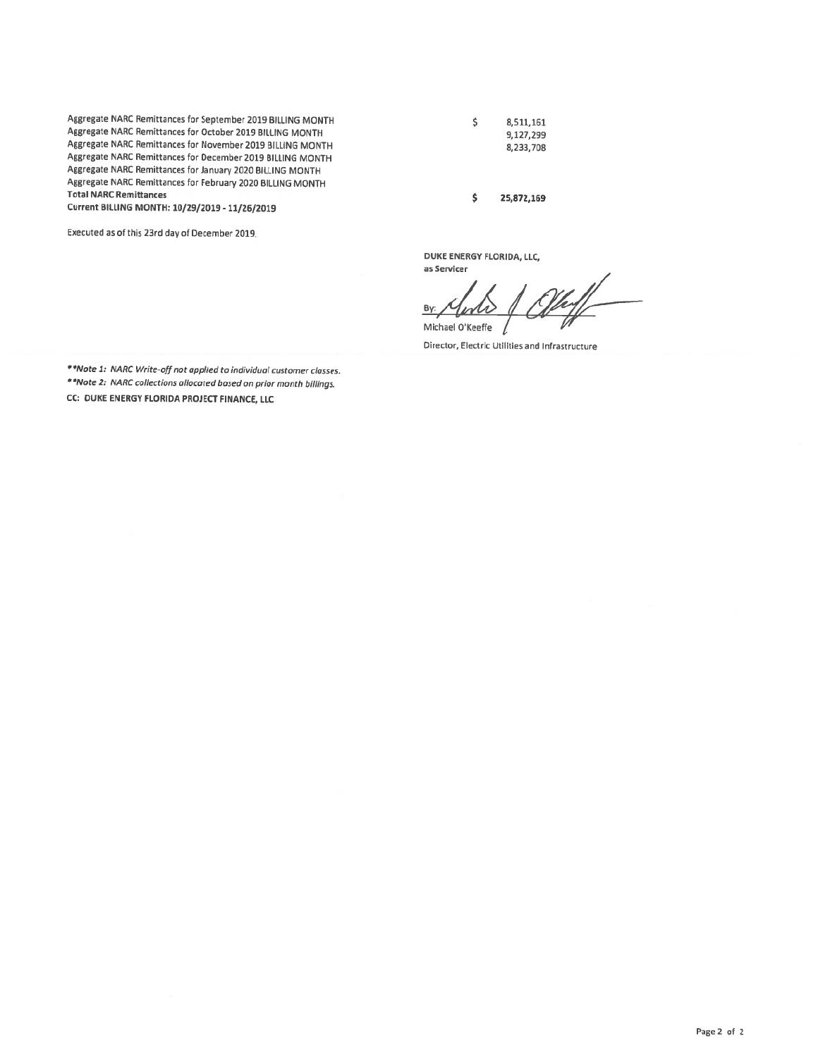| | | |
|---|---|---|
| Aggregate NARC Remittances for September 2019 BILLING MONTH | $ | 8,511,161 |
| Aggregate NARC Remittances for October 2019 BILLING MONTH | | 9,127,299 |
| Aggregate NARC Remittances for November 2019 BILLING MONTH | | 8,233,708 |
| Aggregate NARC Remittances for December 2019 BILLING MONTH | | |
| Aggregate NARC Remittances for January 2020 BILLING MONTH | | |
| Aggregate NARC Remittances for February 2020 BILLING MONTH | | |
| **Total NARC Remittances** | **$** | **25,872,169** |

**Current BILLING MONTH: 10/29/2019 - 11/26/2019**

Executed as of this 23rd day of December 2019.

**DUKE ENERGY FLORIDA, LLC,**
**as Servicer**

By: ______________________
Michael O'Keeffe
Director, Electric Utilities and Infrastructure

***\*\*Note 1:** NARC Write-off not applied to individual customer classes.*
***\*\*Note 2:** NARC collections allocated based on prior month billings.*

**CC: DUKE ENERGY FLORIDA PROJECT FINANCE, LLC**